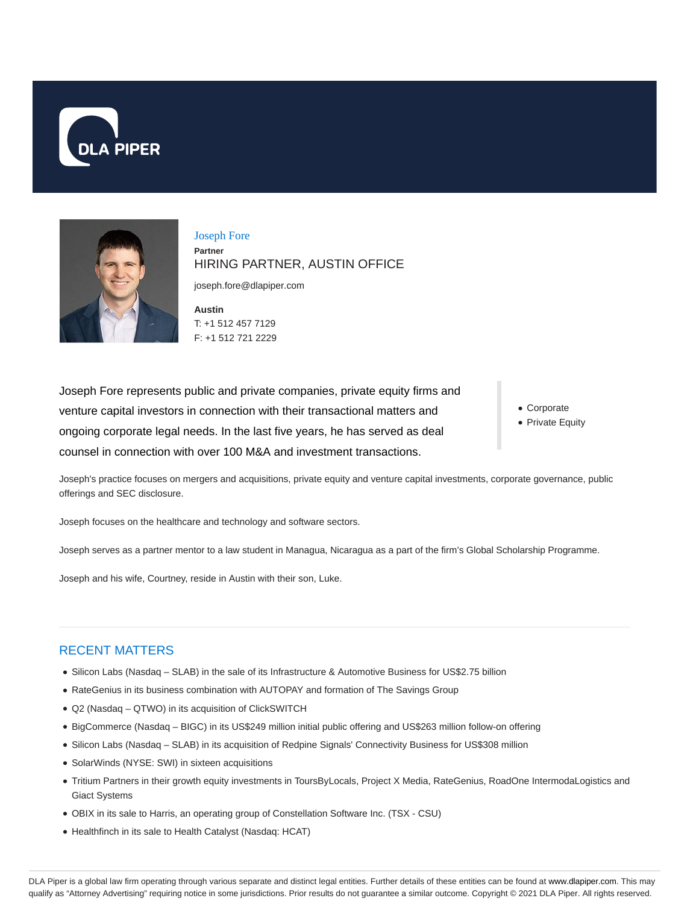DLA PIPER

# Joseph Fore

**Partner**

HIRING PARTNER, AUSTIN OFFICE

joseph.fore@dlapiper.com

**Austin**

T: +1 512 457 7129

F: +1 512 721 2229

Joseph Fore represents public and private companies, private equity firms and venture capital investors in connection with their transactional matters and ongoing corporate legal needs. In the last five years, he has served as deal counsel in connection with over 100 M&A and investment transactions.

- Corporate
- Private Equity

Joseph's practice focuses on mergers and acquisitions, private equity and venture capital investments, corporate governance, public offerings and SEC disclosure.

Joseph focuses on the healthcare and technology and software sectors.

Joseph serves as a partner mentor to a law student in Managua, Nicaragua as a part of the firm's Global Scholarship Programme.

Joseph and his wife, Courtney, reside in Austin with their son, Luke.

## RECENT MATTERS

- Silicon Labs (Nasdaq – SLAB) in the sale of its Infrastructure & Automotive Business for US$2.75 billion
- RateGenius in its business combination with AUTOPAY and formation of The Savings Group
- Q2 (Nasdaq – QTWO) in its acquisition of ClickSWITCH
- BigCommerce (Nasdaq – BIGC) in its US$249 million initial public offering and US$263 million follow-on offering
- Silicon Labs (Nasdaq – SLAB) in its acquisition of Redpine Signals' Connectivity Business for US$308 million
- SolarWinds (NYSE: SWI) in sixteen acquisitions
- Tritium Partners in their growth equity investments in ToursByLocals, Project X Media, RateGenius, RoadOne IntermodaLogistics and Giact Systems
- OBIX in its sale to Harris, an operating group of Constellation Software Inc. (TSX - CSU)
- Healthfinch in its sale to Health Catalyst (Nasdaq: HCAT)

DLA Piper is a global law firm operating through various separate and distinct legal entities. Further details of these entities can be found at www.dlapiper.com. This may qualify as "Attorney Advertising" requiring notice in some jurisdictions. Prior results do not guarantee a similar outcome. Copyright © 2021 DLA Piper. All rights reserved.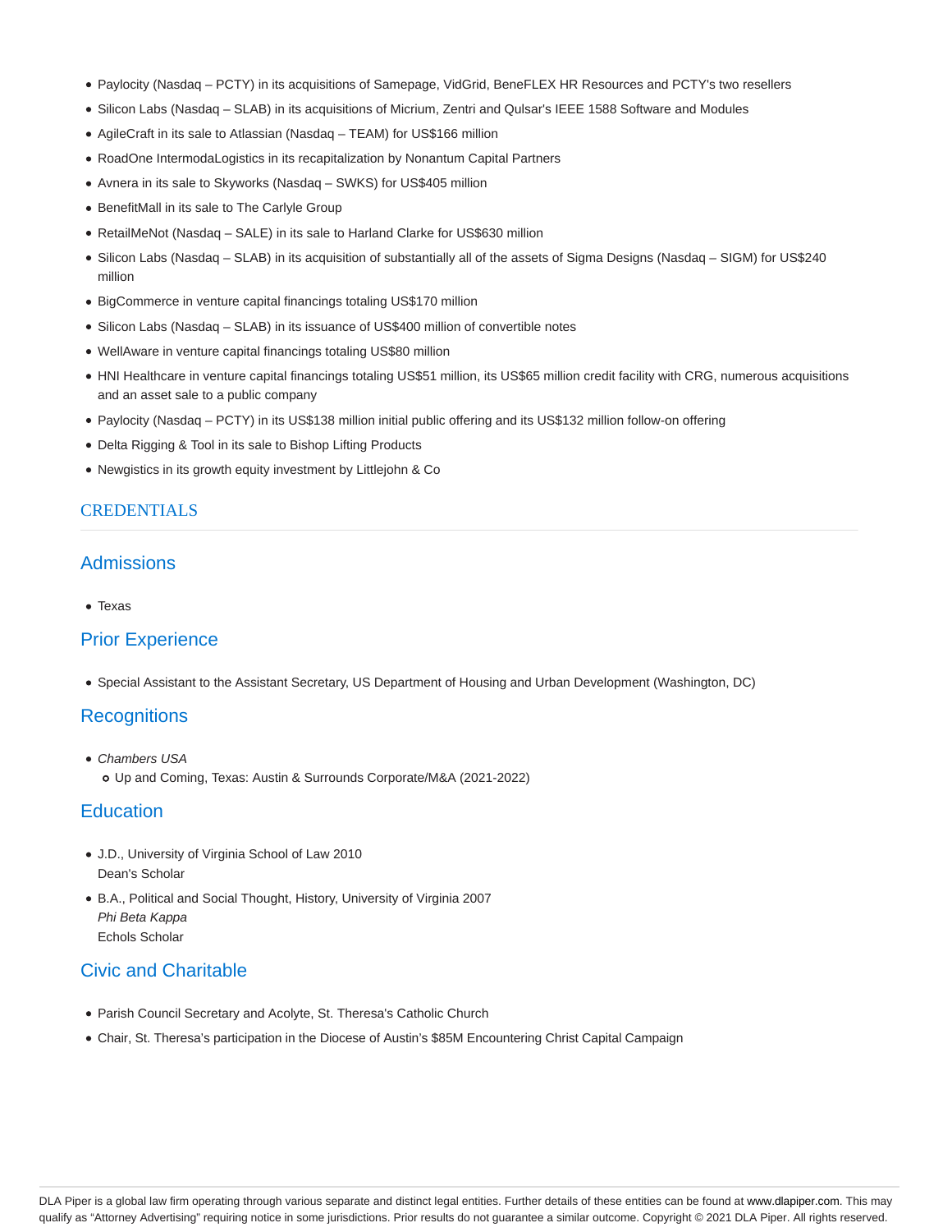- Paylocity (Nasdaq – PCTY) in its acquisitions of Samepage, VidGrid, BeneFLEX HR Resources and PCTY's two resellers
- Silicon Labs (Nasdaq – SLAB) in its acquisitions of Micrium, Zentri and Qulsar's IEEE 1588 Software and Modules
- AgileCraft in its sale to Atlassian (Nasdaq – TEAM) for US$166 million
- RoadOne IntermodaLogistics in its recapitalization by Nonantum Capital Partners
- Avnera in its sale to Skyworks (Nasdaq – SWKS) for US$405 million
- BenefitMall in its sale to The Carlyle Group
- RetailMeNot (Nasdaq – SALE) in its sale to Harland Clarke for US$630 million
- Silicon Labs (Nasdaq – SLAB) in its acquisition of substantially all of the assets of Sigma Designs (Nasdaq – SIGM) for US$240 million
- BigCommerce in venture capital financings totaling US$170 million
- Silicon Labs (Nasdaq – SLAB) in its issuance of US$400 million of convertible notes
- WellAware in venture capital financings totaling US$80 million
- HNI Healthcare in venture capital financings totaling US$51 million, its US$65 million credit facility with CRG, numerous acquisitions and an asset sale to a public company
- Paylocity (Nasdaq – PCTY) in its US$138 million initial public offering and its US$132 million follow-on offering
- Delta Rigging & Tool in its sale to Bishop Lifting Products
- Newgistics in its growth equity investment by Littlejohn & Co

## CREDENTIALS

### Admissions

- Texas

### Prior Experience

- Special Assistant to the Assistant Secretary, US Department of Housing and Urban Development (Washington, DC)

### Recognitions

- *Chambers USA*
  - Up and Coming, Texas: Austin & Surrounds Corporate/M&A (2021-2022)

### Education

- J.D., University of Virginia School of Law 2010
  Dean's Scholar
- B.A., Political and Social Thought, History, University of Virginia 2007
  *Phi Beta Kappa*
  Echols Scholar

### Civic and Charitable

- Parish Council Secretary and Acolyte, St. Theresa's Catholic Church
- Chair, St. Theresa's participation in the Diocese of Austin's $85M Encountering Christ Capital Campaign

DLA Piper is a global law firm operating through various separate and distinct legal entities. Further details of these entities can be found at www.dlapiper.com. This may qualify as "Attorney Advertising" requiring notice in some jurisdictions. Prior results do not guarantee a similar outcome. Copyright © 2021 DLA Piper. All rights reserved.